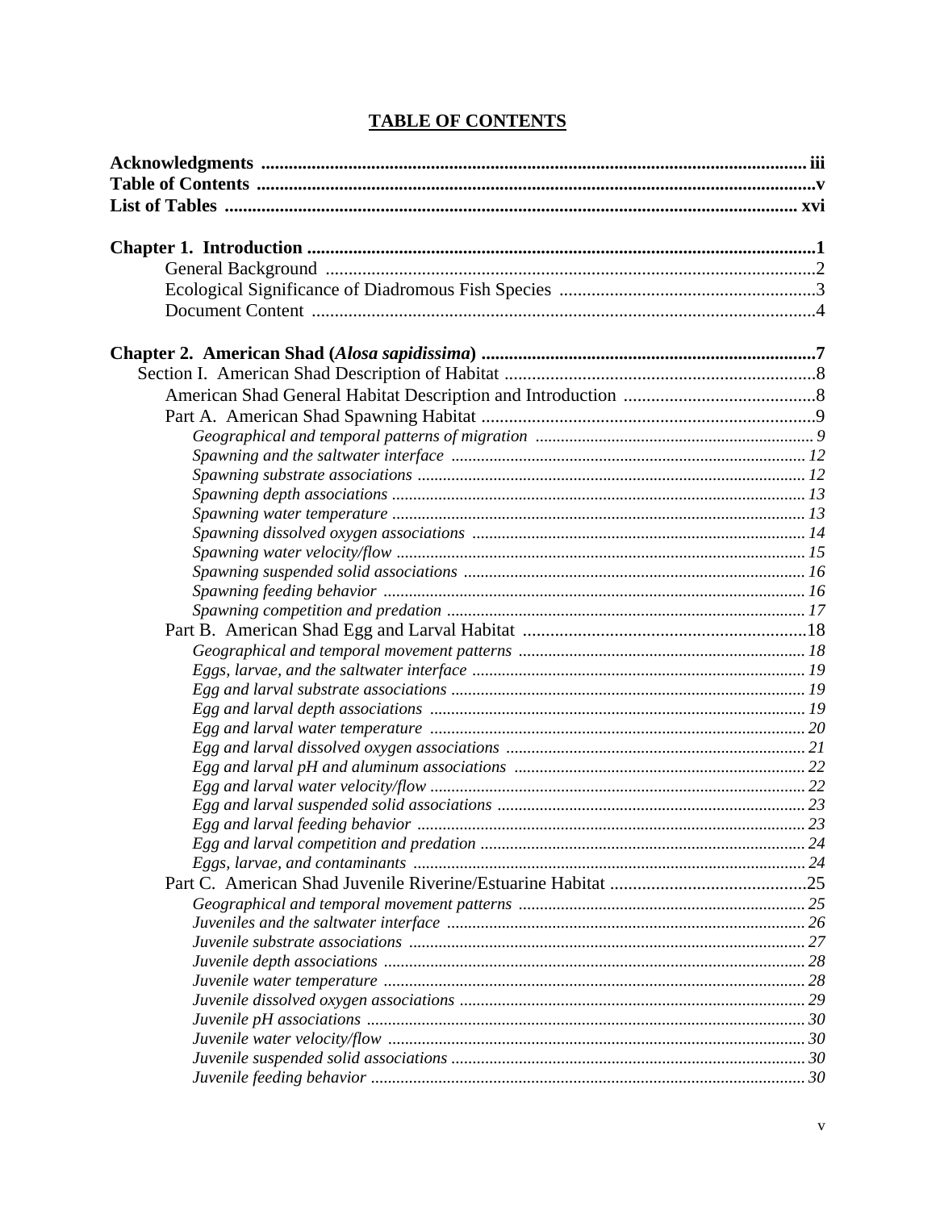# TABLE OF CONTENTS

**Acknowledgments** ..... **iii**
**Table of Contents** ..... **v**
**List of Tables** ..... **xvi**

**Chapter 1. Introduction** ..... **1**
- General Background ..... 2
- Ecological Significance of Diadromous Fish Species ..... 3
- Document Content ..... 4

**Chapter 2. American Shad (*Alosa sapidissima*)** ..... **7**
- Section I. American Shad Description of Habitat ..... 8
  - American Shad General Habitat Description and Introduction ..... 8
  - Part A. American Shad Spawning Habitat ..... 9
    - *Geographical and temporal patterns of migration* ..... 9
    - *Spawning and the saltwater interface* ..... 12
    - *Spawning substrate associations* ..... 12
    - *Spawning depth associations* ..... 13
    - *Spawning water temperature* ..... 13
    - *Spawning dissolved oxygen associations* ..... 14
    - *Spawning water velocity/flow* ..... 15
    - *Spawning suspended solid associations* ..... 16
    - *Spawning feeding behavior* ..... 16
    - *Spawning competition and predation* ..... 17
  - Part B. American Shad Egg and Larval Habitat ..... 18
    - *Geographical and temporal movement patterns* ..... 18
    - *Eggs, larvae, and the saltwater interface* ..... 19
    - *Egg and larval substrate associations* ..... 19
    - *Egg and larval depth associations* ..... 19
    - *Egg and larval water temperature* ..... 20
    - *Egg and larval dissolved oxygen associations* ..... 21
    - *Egg and larval pH and aluminum associations* ..... 22
    - *Egg and larval water velocity/flow* ..... 22
    - *Egg and larval suspended solid associations* ..... 23
    - *Egg and larval feeding behavior* ..... 23
    - *Egg and larval competition and predation* ..... 24
    - *Eggs, larvae, and contaminants* ..... 24
  - Part C. American Shad Juvenile Riverine/Estuarine Habitat ..... 25
    - *Geographical and temporal movement patterns* ..... 25
    - *Juveniles and the saltwater interface* ..... 26
    - *Juvenile substrate associations* ..... 27
    - *Juvenile depth associations* ..... 28
    - *Juvenile water temperature* ..... 28
    - *Juvenile dissolved oxygen associations* ..... 29
    - *Juvenile pH associations* ..... 30
    - *Juvenile water velocity/flow* ..... 30
    - *Juvenile suspended solid associations* ..... 30
    - *Juvenile feeding behavior* ..... 30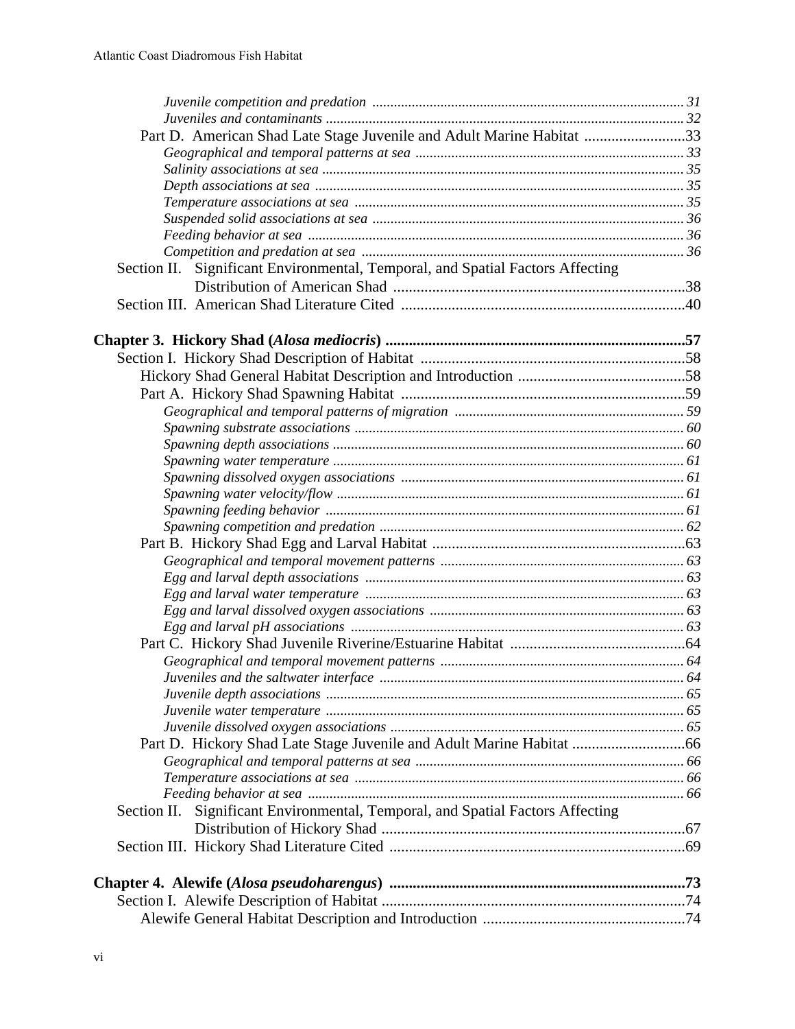*Juvenile competition and predation* ........ 31
*Juveniles and contaminants* ........ 32

Part D. American Shad Late Stage Juvenile and Adult Marine Habitat ........ 33
*Geographical and temporal patterns at sea* ........ 33
*Salinity associations at sea* ........ 35
*Depth associations at sea* ........ 35
*Temperature associations at sea* ........ 35
*Suspended solid associations at sea* ........ 36
*Feeding behavior at sea* ........ 36
*Competition and predation at sea* ........ 36

Section II. Significant Environmental, Temporal, and Spatial Factors Affecting Distribution of American Shad ........ 38

Section III. American Shad Literature Cited ........ 40

**Chapter 3. Hickory Shad (*Alosa mediocris*) ........ 57**

Section I. Hickory Shad Description of Habitat ........ 58

Hickory Shad General Habitat Description and Introduction ........ 58

Part A. Hickory Shad Spawning Habitat ........ 59
*Geographical and temporal patterns of migration* ........ 59
*Spawning substrate associations* ........ 60
*Spawning depth associations* ........ 60
*Spawning water temperature* ........ 61
*Spawning dissolved oxygen associations* ........ 61
*Spawning water velocity/flow* ........ 61
*Spawning feeding behavior* ........ 61
*Spawning competition and predation* ........ 62

Part B. Hickory Shad Egg and Larval Habitat ........ 63
*Geographical and temporal movement patterns* ........ 63
*Egg and larval depth associations* ........ 63
*Egg and larval water temperature* ........ 63
*Egg and larval dissolved oxygen associations* ........ 63
*Egg and larval pH associations* ........ 63

Part C. Hickory Shad Juvenile Riverine/Estuarine Habitat ........ 64
*Geographical and temporal movement patterns* ........ 64
*Juveniles and the saltwater interface* ........ 64
*Juvenile depth associations* ........ 65
*Juvenile water temperature* ........ 65
*Juvenile dissolved oxygen associations* ........ 65

Part D. Hickory Shad Late Stage Juvenile and Adult Marine Habitat ........ 66
*Geographical and temporal patterns at sea* ........ 66
*Temperature associations at sea* ........ 66
*Feeding behavior at sea* ........ 66

Section II. Significant Environmental, Temporal, and Spatial Factors Affecting Distribution of Hickory Shad ........ 67

Section III. Hickory Shad Literature Cited ........ 69

**Chapter 4. Alewife (*Alosa pseudoharengus*) ........ 73**

Section I. Alewife Description of Habitat ........ 74

Alewife General Habitat Description and Introduction ........ 74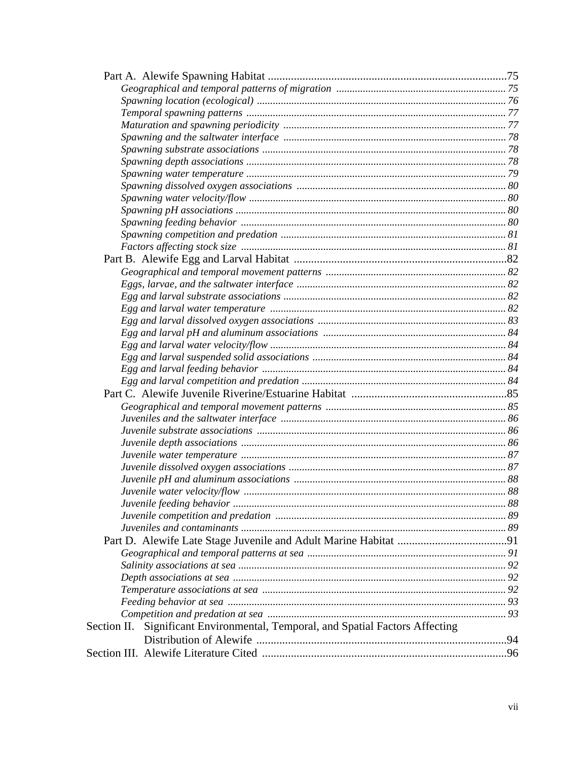Part A. Alewife Spawning Habitat ....................................................................................75

*Geographical and temporal patterns of migration ................................................................ 75*
*Spawning location (ecological) ............................................................................................. 76*
*Temporal spawning patterns ................................................................................................. 77*
*Maturation and spawning periodicity .................................................................................... 77*
*Spawning and the saltwater interface .................................................................................... 78*
*Spawning substrate associations ........................................................................................... 78*
*Spawning depth associations ................................................................................................. 78*
*Spawning water temperature ................................................................................................. 79*
*Spawning dissolved oxygen associations .............................................................................. 80*
*Spawning water velocity/flow ................................................................................................ 80*
*Spawning pH associations ..................................................................................................... 80*
*Spawning feeding behavior ................................................................................................... 80*
*Spawning competition and predation .................................................................................... 81*
*Factors affecting stock size ................................................................................................... 81*

Part B. Alewife Egg and Larval Habitat ...........................................................................82

*Geographical and temporal movement patterns ................................................................... 82*
*Eggs, larvae, and the saltwater interface .............................................................................. 82*
*Egg and larval substrate associations ................................................................................... 82*
*Egg and larval water temperature ........................................................................................ 82*
*Egg and larval dissolved oxygen associations ...................................................................... 83*
*Egg and larval pH and aluminum associations .................................................................... 84*
*Egg and larval water velocity/flow ........................................................................................ 84*
*Egg and larval suspended solid associations ........................................................................ 84*
*Egg and larval feeding behavior ........................................................................................... 84*
*Egg and larval competition and predation ............................................................................ 84*

Part C. Alewife Juvenile Riverine/Estuarine Habitat .......................................................85

*Geographical and temporal movement patterns ................................................................... 85*
*Juveniles and the saltwater interface .................................................................................... 86*
*Juvenile substrate associations ............................................................................................. 86*
*Juvenile depth associations ................................................................................................... 86*
*Juvenile water temperature ................................................................................................... 87*
*Juvenile dissolved oxygen associations ................................................................................. 87*
*Juvenile pH and aluminum associations ................................................................................ 88*
*Juvenile water velocity/flow .................................................................................................. 88*
*Juvenile feeding behavior ...................................................................................................... 88*
*Juvenile competition and predation ...................................................................................... 89*
*Juveniles and contaminants ................................................................................................... 89*

Part D. Alewife Late Stage Juvenile and Adult Marine Habitat .......................................91

*Geographical and temporal patterns at sea ........................................................................... 91*
*Salinity associations at sea .................................................................................................... 92*
*Depth associations at sea ...................................................................................................... 92*
*Temperature associations at sea ........................................................................................... 92*
*Feeding behavior at sea ........................................................................................................ 93*
*Competition and predation at sea ......................................................................................... 93*

Section II. Significant Environmental, Temporal, and Spatial Factors Affecting Distribution of Alewife ........................................................................................94

Section III. Alewife Literature Cited .....................................................................................96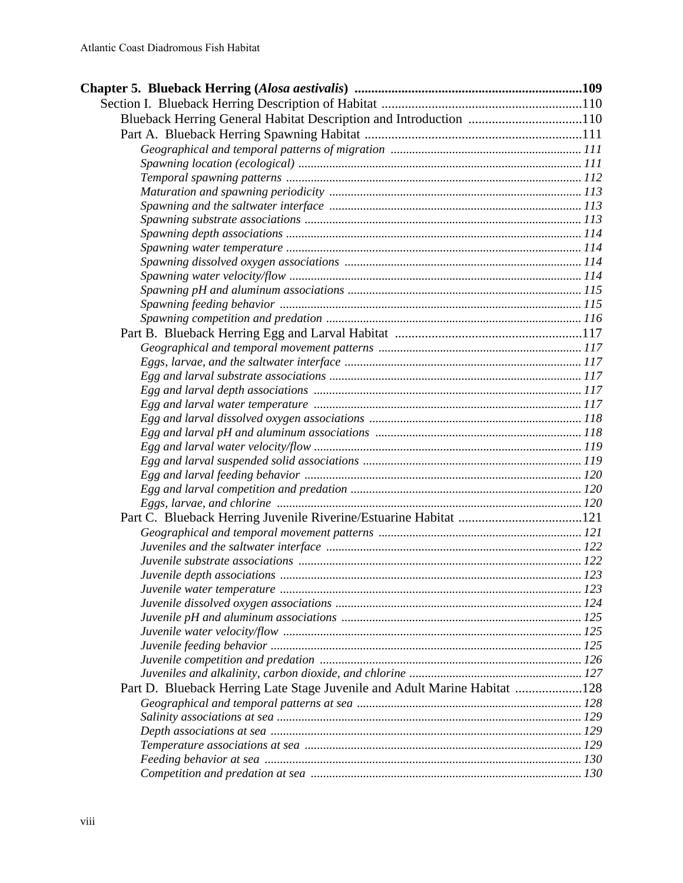**Chapter 5. Blueback Herring (*Alosa aestivalis*) .................................................................... 109**

Section I. Blueback Herring Description of Habitat ............................................................ 110

Blueback Herring General Habitat Description and Introduction .................................. 110

Part A. Blueback Herring Spawning Habitat ................................................................ 111

*Geographical and temporal patterns of migration ............................................................ 111*
*Spawning location (ecological) .......................................................................................... 111*
*Temporal spawning patterns .............................................................................................. 112*
*Maturation and spawning periodicity ................................................................................ 113*
*Spawning and the saltwater interface ................................................................................ 113*
*Spawning substrate associations ....................................................................................... 113*
*Spawning depth associations ............................................................................................. 114*
*Spawning water temperature ............................................................................................. 114*
*Spawning dissolved oxygen associations .......................................................................... 114*
*Spawning water velocity/flow ............................................................................................ 114*
*Spawning pH and aluminum associations ......................................................................... 115*
*Spawning feeding behavior ............................................................................................... 115*
*Spawning competition and predation ................................................................................ 116*

Part B. Blueback Herring Egg and Larval Habitat ........................................................ 117

*Geographical and temporal movement patterns ................................................................ 117*
*Eggs, larvae, and the saltwater interface ........................................................................... 117*
*Egg and larval substrate associations ................................................................................ 117*
*Egg and larval depth associations ..................................................................................... 117*
*Egg and larval water temperature ...................................................................................... 117*
*Egg and larval dissolved oxygen associations .................................................................. 118*
*Egg and larval pH and aluminum associations ................................................................. 118*
*Egg and larval water velocity/flow ..................................................................................... 119*
*Egg and larval suspended solid associations .................................................................... 119*
*Egg and larval feeding behavior ........................................................................................ 120*
*Egg and larval competition and predation ......................................................................... 120*
*Eggs, larvae, and chlorine .................................................................................................. 120*

Part C. Blueback Herring Juvenile Riverine/Estuarine Habitat ..................................... 121

*Geographical and temporal movement patterns ................................................................ 121*
*Juveniles and the saltwater interface ................................................................................. 122*
*Juvenile substrate associations ......................................................................................... 122*
*Juvenile depth associations ............................................................................................... 123*
*Juvenile water temperature ................................................................................................ 123*
*Juvenile dissolved oxygen associations ............................................................................. 124*
*Juvenile pH and aluminum associations ........................................................................... 125*
*Juvenile water velocity/flow ............................................................................................... 125*
*Juvenile feeding behavior .................................................................................................. 125*
*Juvenile competition and predation ................................................................................... 126*
*Juveniles and alkalinity, carbon dioxide, and chlorine ...................................................... 127*

Part D. Blueback Herring Late Stage Juvenile and Adult Marine Habitat .................... 128

*Geographical and temporal patterns at sea ....................................................................... 128*
*Salinity associations at sea ................................................................................................ 129*
*Depth associations at sea .................................................................................................. 129*
*Temperature associations at sea ....................................................................................... 129*
*Feeding behavior at sea .................................................................................................... 130*
*Competition and predation at sea ..................................................................................... 130*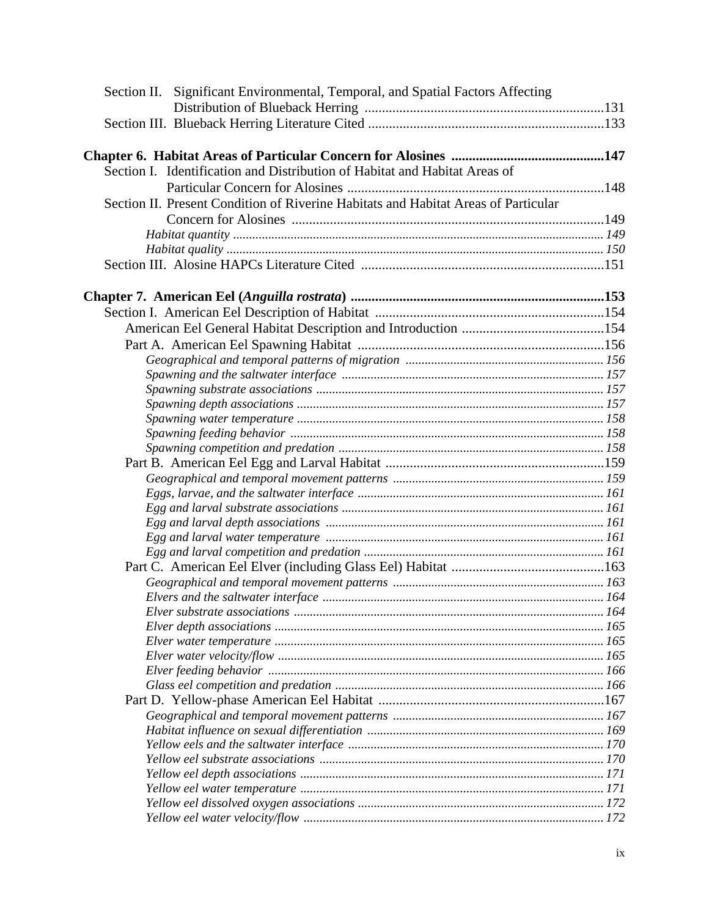Section II. Significant Environmental, Temporal, and Spatial Factors Affecting Distribution of Blueback Herring ....................................................................131

Section III. Blueback Herring Literature Cited ....................................................................133

**Chapter 6. Habitat Areas of Particular Concern for Alosines ...........................................147**

Section I. Identification and Distribution of Habitat and Habitat Areas of Particular Concern for Alosines ..........................................................................148

Section II. Present Condition of Riverine Habitats and Habitat Areas of Particular Concern for Alosines ..........................................................................................149

*Habitat quantity ................................................................................................................. 149*

*Habitat quality ................................................................................................................... 150*

Section III. Alosine HAPCs Literature Cited ......................................................................151

**Chapter 7. American Eel (*Anguilla rostrata*) .........................................................................153**

Section I. American Eel Description of Habitat ..................................................................154

American Eel General Habitat Description and Introduction .........................................154

Part A. American Eel Spawning Habitat .......................................................................156

*Geographical and temporal patterns of migration ............................................................. 156*

*Spawning and the saltwater interface ................................................................................. 157*

*Spawning substrate associations ......................................................................................... 157*

*Spawning depth associations ............................................................................................... 157*

*Spawning water temperature ............................................................................................... 158*

*Spawning feeding behavior ................................................................................................. 158*

*Spawning competition and predation .................................................................................. 158*

Part B. American Eel Egg and Larval Habitat ...............................................................159

*Geographical and temporal movement patterns ................................................................. 159*

*Eggs, larvae, and the saltwater interface ............................................................................ 161*

*Egg and larval substrate associations ................................................................................. 161*

*Egg and larval depth associations ...................................................................................... 161*

*Egg and larval water temperature ...................................................................................... 161*

*Egg and larval competition and predation .......................................................................... 161*

Part C. American Eel Elver (including Glass Eel) Habitat ............................................163

*Geographical and temporal movement patterns ................................................................. 163*

*Elvers and the saltwater interface ....................................................................................... 164*

*Elver substrate associations ................................................................................................ 164*

*Elver depth associations ...................................................................................................... 165*

*Elver water temperature ...................................................................................................... 165*

*Elver water velocity/flow ..................................................................................................... 165*

*Elver feeding behavior ........................................................................................................ 166*

*Glass eel competition and predation ................................................................................... 166*

Part D. Yellow-phase American Eel Habitat .................................................................167

*Geographical and temporal movement patterns ................................................................. 167*

*Habitat influence on sexual differentiation ......................................................................... 169*

*Yellow eels and the saltwater interface ............................................................................... 170*

*Yellow eel substrate associations ........................................................................................ 170*

*Yellow eel depth associations .............................................................................................. 171*

*Yellow eel water temperature ............................................................................................. 171*

*Yellow eel dissolved oxygen associations ............................................................................ 172*

*Yellow eel water velocity/flow ............................................................................................. 172*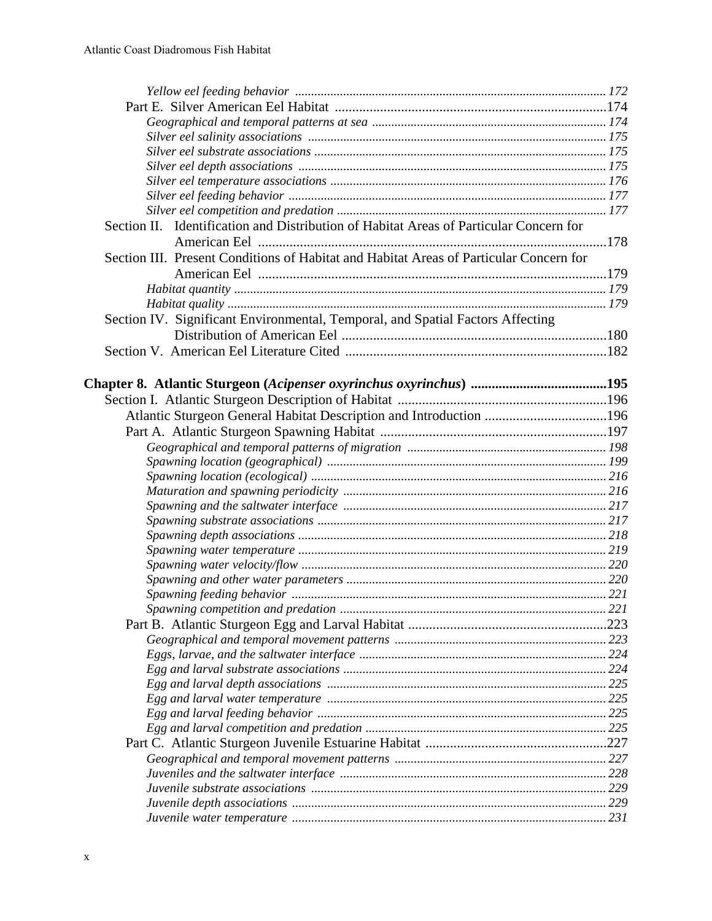*Yellow eel feeding behavior* ........ 172

Part E. Silver American Eel Habitat ........ 174

*Geographical and temporal patterns at sea* ........ 174

*Silver eel salinity associations* ........ 175

*Silver eel substrate associations* ........ 175

*Silver eel depth associations* ........ 175

*Silver eel temperature associations* ........ 176

*Silver eel feeding behavior* ........ 177

*Silver eel competition and predation* ........ 177

Section II. Identification and Distribution of Habitat Areas of Particular Concern for American Eel ........ 178

Section III. Present Conditions of Habitat and Habitat Areas of Particular Concern for American Eel ........ 179

*Habitat quantity* ........ 179

*Habitat quality* ........ 179

Section IV. Significant Environmental, Temporal, and Spatial Factors Affecting Distribution of American Eel ........ 180

Section V. American Eel Literature Cited ........ 182

**Chapter 8. Atlantic Sturgeon (*Acipenser oxyrinchus oxyrinchus*) ........ 195**

Section I. Atlantic Sturgeon Description of Habitat ........ 196

Atlantic Sturgeon General Habitat Description and Introduction ........ 196

Part A. Atlantic Sturgeon Spawning Habitat ........ 197

*Geographical and temporal patterns of migration* ........ 198

*Spawning location (geographical)* ........ 199

*Spawning location (ecological)* ........ 216

*Maturation and spawning periodicity* ........ 216

*Spawning and the saltwater interface* ........ 217

*Spawning substrate associations* ........ 217

*Spawning depth associations* ........ 218

*Spawning water temperature* ........ 219

*Spawning water velocity/flow* ........ 220

*Spawning and other water parameters* ........ 220

*Spawning feeding behavior* ........ 221

*Spawning competition and predation* ........ 221

Part B. Atlantic Sturgeon Egg and Larval Habitat ........ 223

*Geographical and temporal movement patterns* ........ 223

*Eggs, larvae, and the saltwater interface* ........ 224

*Egg and larval substrate associations* ........ 224

*Egg and larval depth associations* ........ 225

*Egg and larval water temperature* ........ 225

*Egg and larval feeding behavior* ........ 225

*Egg and larval competition and predation* ........ 225

Part C. Atlantic Sturgeon Juvenile Estuarine Habitat ........ 227

*Geographical and temporal movement patterns* ........ 227

*Juveniles and the saltwater interface* ........ 228

*Juvenile substrate associations* ........ 229

*Juvenile depth associations* ........ 229

*Juvenile water temperature* ........ 231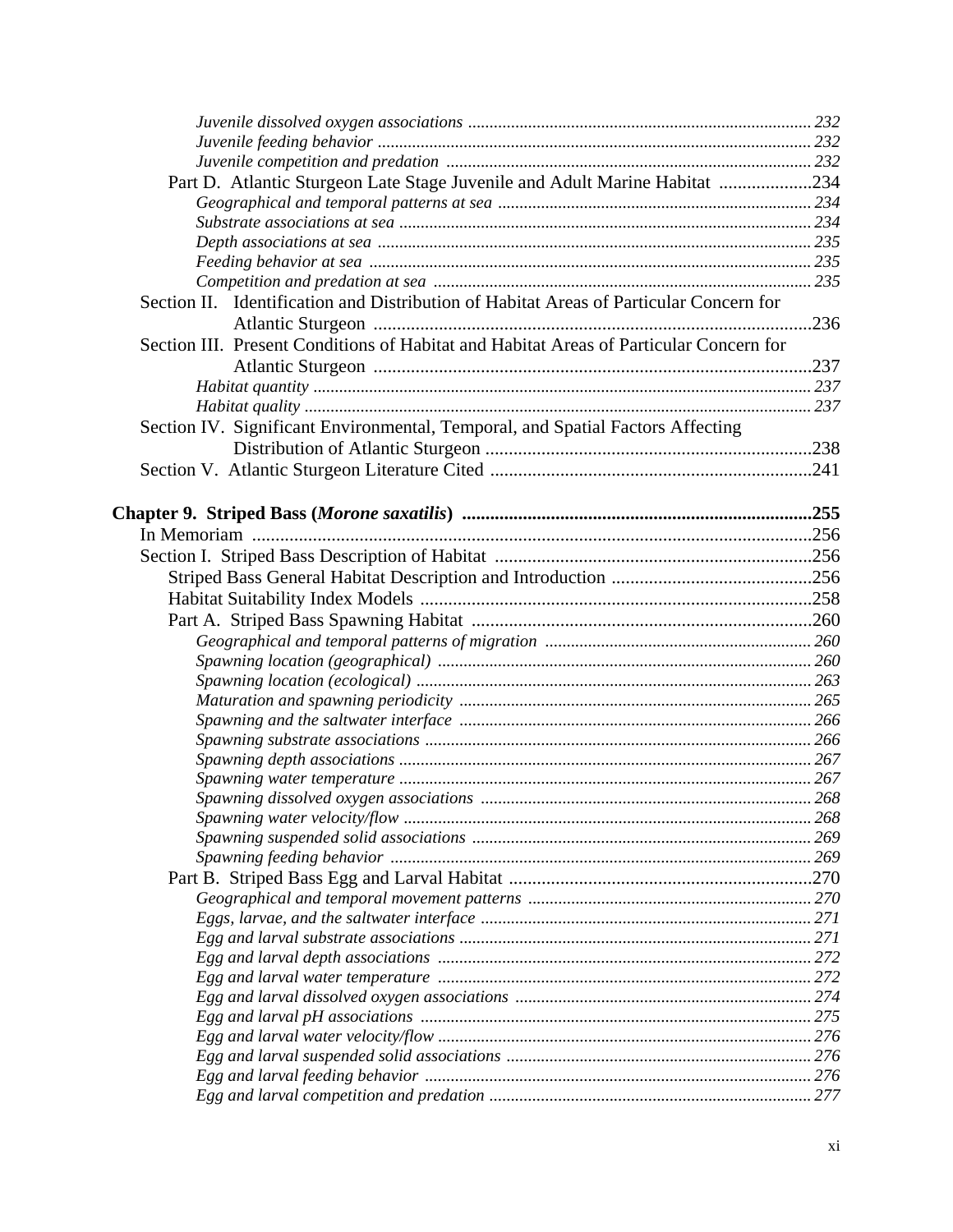*Juvenile dissolved oxygen associations* ... 232
*Juvenile feeding behavior* ... 232
*Juvenile competition and predation* ... 232

Part D. Atlantic Sturgeon Late Stage Juvenile and Adult Marine Habitat ... 234
*Geographical and temporal patterns at sea* ... 234
*Substrate associations at sea* ... 234
*Depth associations at sea* ... 235
*Feeding behavior at sea* ... 235
*Competition and predation at sea* ... 235

Section II. Identification and Distribution of Habitat Areas of Particular Concern for Atlantic Sturgeon ... 236

Section III. Present Conditions of Habitat and Habitat Areas of Particular Concern for Atlantic Sturgeon ... 237
*Habitat quantity* ... 237
*Habitat quality* ... 237

Section IV. Significant Environmental, Temporal, and Spatial Factors Affecting Distribution of Atlantic Sturgeon ... 238

Section V. Atlantic Sturgeon Literature Cited ... 241

**Chapter 9. Striped Bass (*Morone saxatilis*) ... 255**

In Memoriam ... 256

Section I. Striped Bass Description of Habitat ... 256

Striped Bass General Habitat Description and Introduction ... 256

Habitat Suitability Index Models ... 258

Part A. Striped Bass Spawning Habitat ... 260
*Geographical and temporal patterns of migration* ... 260
*Spawning location (geographical)* ... 260
*Spawning location (ecological)* ... 263
*Maturation and spawning periodicity* ... 265
*Spawning and the saltwater interface* ... 266
*Spawning substrate associations* ... 266
*Spawning depth associations* ... 267
*Spawning water temperature* ... 267
*Spawning dissolved oxygen associations* ... 268
*Spawning water velocity/flow* ... 268
*Spawning suspended solid associations* ... 269
*Spawning feeding behavior* ... 269

Part B. Striped Bass Egg and Larval Habitat ... 270
*Geographical and temporal movement patterns* ... 270
*Eggs, larvae, and the saltwater interface* ... 271
*Egg and larval substrate associations* ... 271
*Egg and larval depth associations* ... 272
*Egg and larval water temperature* ... 272
*Egg and larval dissolved oxygen associations* ... 274
*Egg and larval pH associations* ... 275
*Egg and larval water velocity/flow* ... 276
*Egg and larval suspended solid associations* ... 276
*Egg and larval feeding behavior* ... 276
*Egg and larval competition and predation* ... 277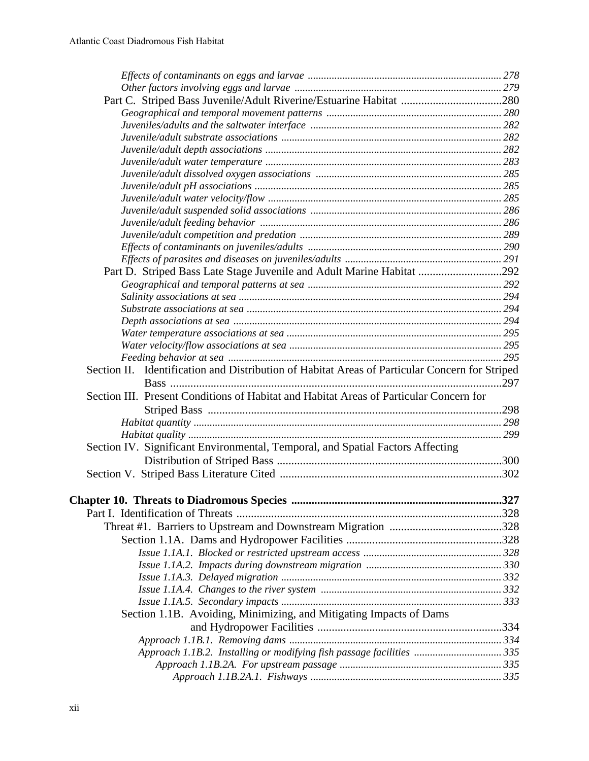*Effects of contaminants on eggs and larvae* ........................................................................ 278
*Other factors involving eggs and larvae* ............................................................................. 279

Part C. Striped Bass Juvenile/Adult Riverine/Estuarine Habitat ...................................280

*Geographical and temporal movement patterns* ................................................................. 280
*Juveniles/adults and the saltwater interface* ........................................................................ 282
*Juvenile/adult substrate associations* .................................................................................. 282
*Juvenile/adult depth associations* ........................................................................................ 282
*Juvenile/adult water temperature* ........................................................................................ 283
*Juvenile/adult dissolved oxygen associations* ..................................................................... 285
*Juvenile/adult pH associations* ............................................................................................ 285
*Juvenile/adult water velocity/flow* ....................................................................................... 285
*Juvenile/adult suspended solid associations* ....................................................................... 286
*Juvenile/adult feeding behavior* .......................................................................................... 286
*Juvenile/adult competition and predation* ........................................................................... 289
*Effects of contaminants on juveniles/adults* ........................................................................ 290
*Effects of parasites and diseases on juveniles/adults* ........................................................... 291

Part D. Striped Bass Late Stage Juvenile and Adult Marine Habitat .............................292

*Geographical and temporal patterns at sea* ......................................................................... 292
*Salinity associations at sea* .................................................................................................. 294
*Substrate associations at sea* ............................................................................................... 294
*Depth associations at sea* .................................................................................................... 294
*Water temperature associations at sea* ................................................................................ 295
*Water velocity/flow associations at sea* ............................................................................... 295
*Feeding behavior at sea* ...................................................................................................... 295

Section II. Identification and Distribution of Habitat Areas of Particular Concern for Striped Bass ...................................................................................................................297

Section III. Present Conditions of Habitat and Habitat Areas of Particular Concern for Striped Bass .......................................................................................................298

*Habitat quantity* ................................................................................................................... 298
*Habitat quality* ..................................................................................................................... 299

Section IV. Significant Environmental, Temporal, and Spatial Factors Affecting Distribution of Striped Bass ..............................................................................300

Section V. Striped Bass Literature Cited .............................................................................302

**Chapter 10. Threats to Diadromous Species ........................................................................327**

Part I. Identification of Threats ............................................................................................328

Threat #1. Barriers to Upstream and Downstream Migration .......................................328

Section 1.1A. Dams and Hydropower Facilities ......................................................328

*Issue 1.1A.1. Blocked or restricted upstream access* ................................................... 328
*Issue 1.1A.2. Impacts during downstream migration* ................................................... 330
*Issue 1.1A.3. Delayed migration* .................................................................................. 332
*Issue 1.1A.4. Changes to the river system* ................................................................... 332
*Issue 1.1A.5. Secondary impacts* .................................................................................. 333

Section 1.1B. Avoiding, Minimizing, and Mitigating Impacts of Dams and Hydropower Facilities ................................................................334

*Approach 1.1B.1. Removing dams* ............................................................................... 334
*Approach 1.1B.2. Installing or modifying fish passage facilities* ................................. 335
*Approach 1.1B.2A. For upstream passage* ............................................................ 335
*Approach 1.1B.2A.1. Fishways* ....................................................................... 335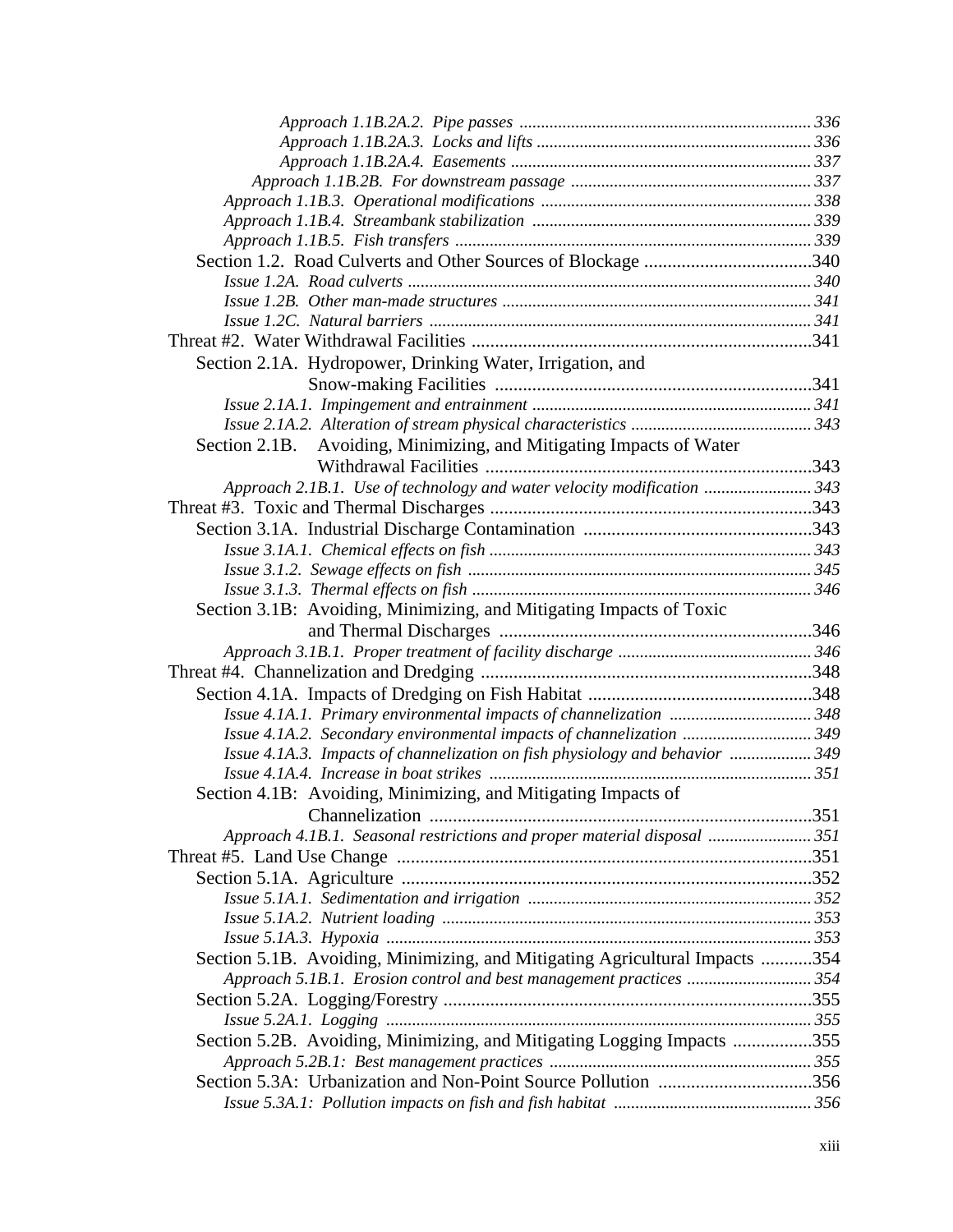*Approach 1.1B.2A.2. Pipe passes* ..................................................................... 336
*Approach 1.1B.2A.3. Locks and lifts* ................................................................. 336
*Approach 1.1B.2A.4. Easements* ....................................................................... 337
*Approach 1.1B.2B. For downstream passage* ........................................................ 337
*Approach 1.1B.3. Operational modifications* ............................................................... 338
*Approach 1.1B.4. Streambank stabilization* ................................................................. 339
*Approach 1.1B.5. Fish transfers* ................................................................................... 339
Section 1.2. Road Culverts and Other Sources of Blockage ....................................340
*Issue 1.2A. Road culverts* ............................................................................................ 340
*Issue 1.2B. Other man-made structures* ....................................................................... 341
*Issue 1.2C. Natural barriers* ........................................................................................ 341
Threat #2. Water Withdrawal Facilities ..........................................................................341
Section 2.1A. Hydropower, Drinking Water, Irrigation, and Snow-making Facilities ....................................................................341
*Issue 2.1A.1. Impingement and entrainment* ................................................................. 341
*Issue 2.1A.2. Alteration of stream physical characteristics* .......................................... 343
Section 2.1B. Avoiding, Minimizing, and Mitigating Impacts of Water Withdrawal Facilities .......................................................................343
*Approach 2.1B.1. Use of technology and water velocity modification* ......................... 343
Threat #3. Toxic and Thermal Discharges .....................................................................343
Section 3.1A. Industrial Discharge Contamination .................................................343
*Issue 3.1A.1. Chemical effects on fish* ........................................................................... 343
*Issue 3.1.2. Sewage effects on fish* ............................................................................... 345
*Issue 3.1.3. Thermal effects on fish* .............................................................................. 346
Section 3.1B: Avoiding, Minimizing, and Mitigating Impacts of Toxic and Thermal Discharges ...................................................................346
*Approach 3.1B.1. Proper treatment of facility discharge* ............................................. 346
Threat #4. Channelization and Dredging ........................................................................348
Section 4.1A. Impacts of Dredging on Fish Habitat ................................................348
*Issue 4.1A.1. Primary environmental impacts of channelization* ................................. 348
*Issue 4.1A.2. Secondary environmental impacts of channelization* .............................. 349
*Issue 4.1A.3. Impacts of channelization on fish physiology and behavior* ................... 349
*Issue 4.1A.4. Increase in boat strikes* ........................................................................... 351
Section 4.1B: Avoiding, Minimizing, and Mitigating Impacts of Channelization ..................................................................................351
*Approach 4.1B.1. Seasonal restrictions and proper material disposal* ........................ 351
Threat #5. Land Use Change ..........................................................................................351
Section 5.1A. Agriculture ..........................................................................................352
*Issue 5.1A.1. Sedimentation and irrigation* ................................................................. 352
*Issue 5.1A.2. Nutrient loading* ..................................................................................... 353
*Issue 5.1A.3. Hypoxia* .................................................................................................. 353
Section 5.1B. Avoiding, Minimizing, and Mitigating Agricultural Impacts ...........354
*Approach 5.1B.1. Erosion control and best management practices* ............................. 354
Section 5.2A. Logging/Forestry ................................................................................355
*Issue 5.2A.1. Logging* .................................................................................................. 355
Section 5.2B. Avoiding, Minimizing, and Mitigating Logging Impacts .................355
*Approach 5.2B.1: Best management practices* ............................................................. 355
Section 5.3A: Urbanization and Non-Point Source Pollution .................................356
*Issue 5.3A.1: Pollution impacts on fish and fish habitat* .............................................. 356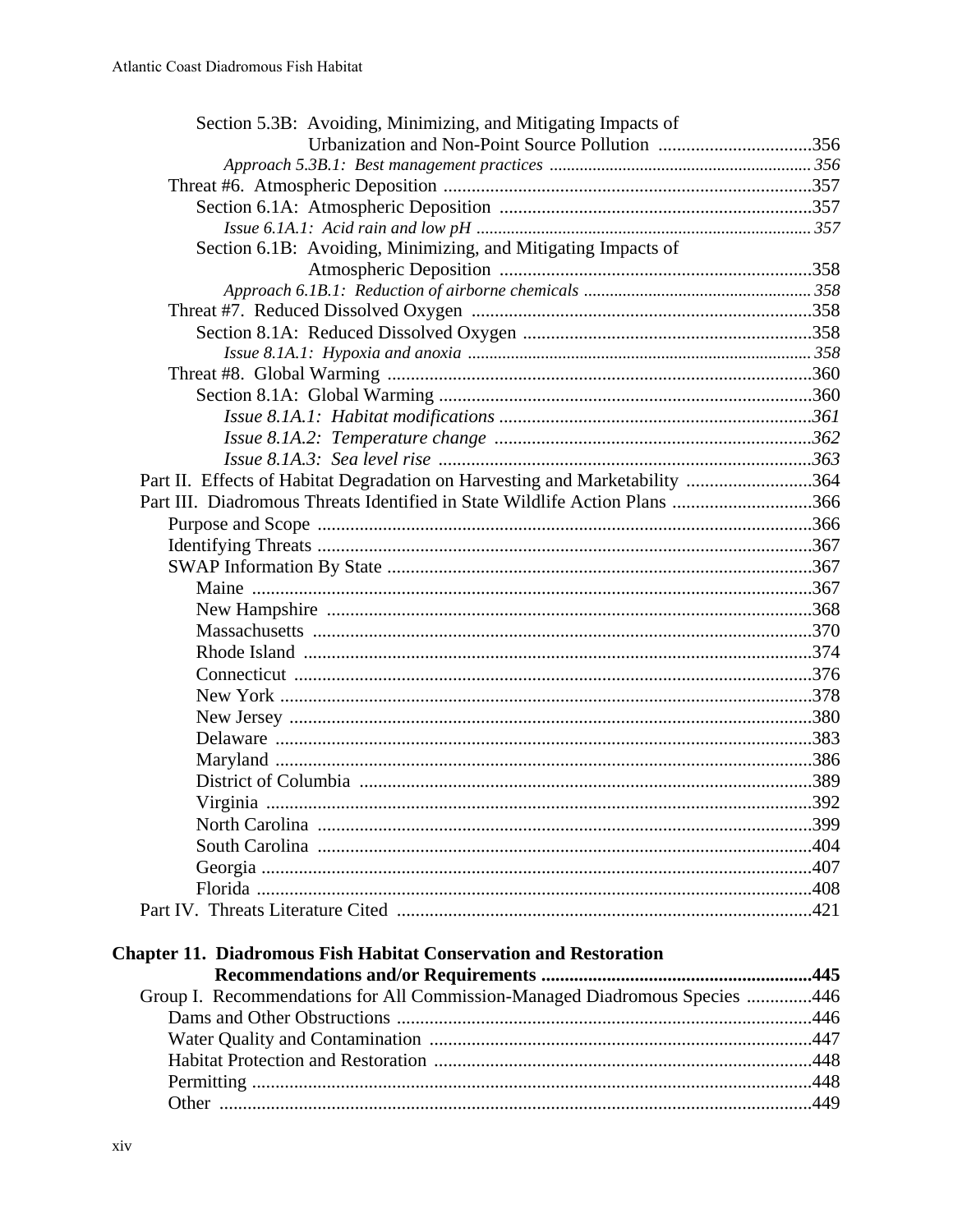Section 5.3B: Avoiding, Minimizing, and Mitigating Impacts of Urbanization and Non-Point Source Pollution .....356

*Approach 5.3B.1: Best management practices* .....356

Threat #6. Atmospheric Deposition .....357

Section 6.1A: Atmospheric Deposition .....357

*Issue 6.1A.1: Acid rain and low pH* .....357

Section 6.1B: Avoiding, Minimizing, and Mitigating Impacts of Atmospheric Deposition .....358

*Approach 6.1B.1: Reduction of airborne chemicals* .....358

Threat #7. Reduced Dissolved Oxygen .....358

Section 8.1A: Reduced Dissolved Oxygen .....358

*Issue 8.1A.1: Hypoxia and anoxia* .....358

Threat #8. Global Warming .....360

Section 8.1A: Global Warming .....360

*Issue 8.1A.1: Habitat modifications* .....361

*Issue 8.1A.2: Temperature change* .....362

*Issue 8.1A.3: Sea level rise* .....363

Part II. Effects of Habitat Degradation on Harvesting and Marketability .....364

Part III. Diadromous Threats Identified in State Wildlife Action Plans .....366

Purpose and Scope .....366

Identifying Threats .....367

SWAP Information By State .....367

Maine .....367

New Hampshire .....368

Massachusetts .....370

Rhode Island .....374

Connecticut .....376

New York .....378

New Jersey .....380

Delaware .....383

Maryland .....386

District of Columbia .....389

Virginia .....392

North Carolina .....399

South Carolina .....404

Georgia .....407

Florida .....408

Part IV. Threats Literature Cited .....421

**Chapter 11. Diadromous Fish Habitat Conservation and Restoration Recommendations and/or Requirements .....445**

Group I. Recommendations for All Commission-Managed Diadromous Species .....446

Dams and Other Obstructions .....446

Water Quality and Contamination .....447

Habitat Protection and Restoration .....448

Permitting .....448

Other .....449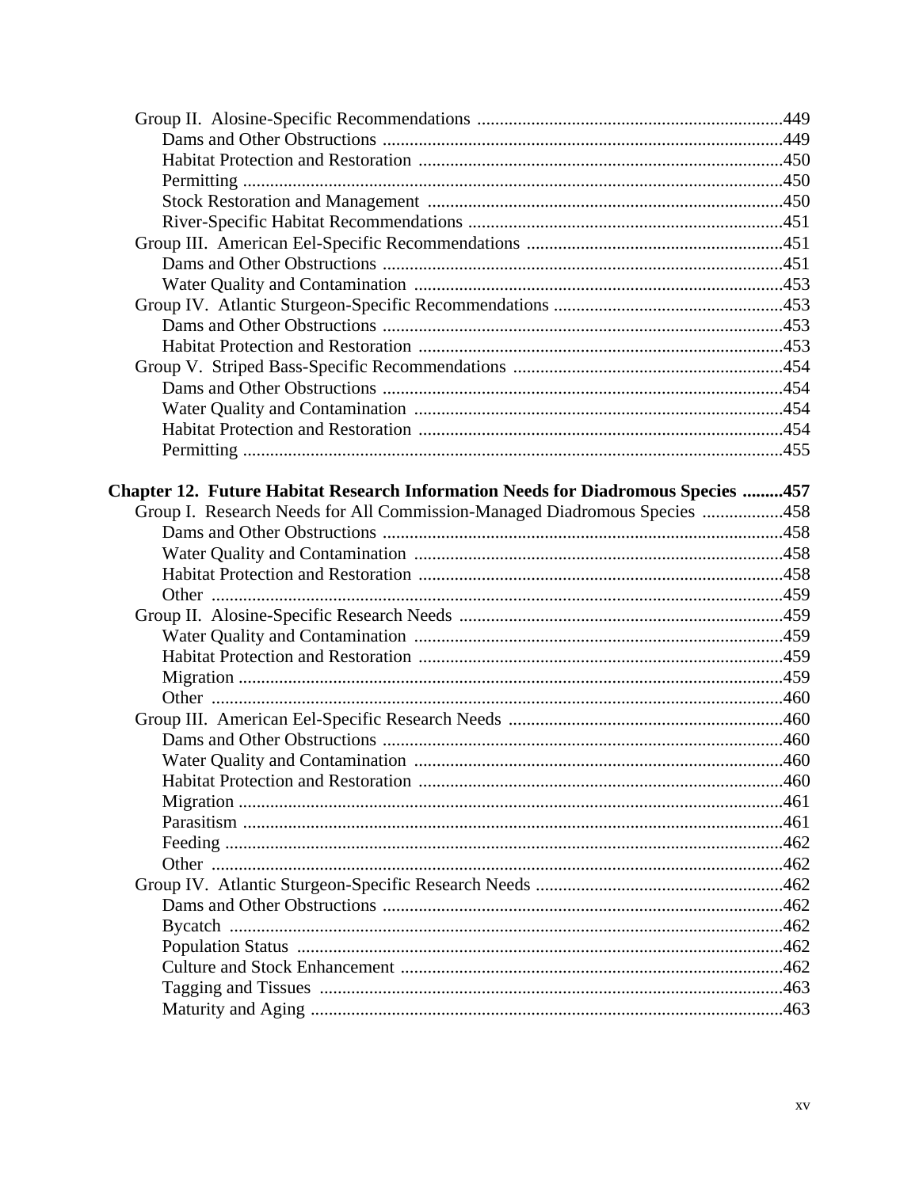- Group II. Alosine-Specific Recommendations ....................................................................449
  - Dams and Other Obstructions ........................................................................................449
  - Habitat Protection and Restoration ................................................................................450
  - Permitting .......................................................................................................................450
  - Stock Restoration and Management ..............................................................................450
  - River-Specific Habitat Recommendations .....................................................................451
- Group III. American Eel-Specific Recommendations .........................................................451
  - Dams and Other Obstructions ........................................................................................451
  - Water Quality and Contamination .................................................................................453
- Group IV. Atlantic Sturgeon-Specific Recommendations ...................................................453
  - Dams and Other Obstructions ........................................................................................453
  - Habitat Protection and Restoration ................................................................................453
- Group V. Striped Bass-Specific Recommendations ............................................................454
  - Dams and Other Obstructions ........................................................................................454
  - Water Quality and Contamination .................................................................................454
  - Habitat Protection and Restoration ................................................................................454
  - Permitting .......................................................................................................................455

**Chapter 12. Future Habitat Research Information Needs for Diadromous Species .........457**

- Group I. Research Needs for All Commission-Managed Diadromous Species ..................458
  - Dams and Other Obstructions ........................................................................................458
  - Water Quality and Contamination .................................................................................458
  - Habitat Protection and Restoration ................................................................................458
  - Other ..............................................................................................................................459
- Group II. Alosine-Specific Research Needs ........................................................................459
  - Water Quality and Contamination .................................................................................459
  - Habitat Protection and Restoration ................................................................................459
  - Migration ........................................................................................................................459
  - Other ..............................................................................................................................460
- Group III. American Eel-Specific Research Needs .............................................................460
  - Dams and Other Obstructions ........................................................................................460
  - Water Quality and Contamination .................................................................................460
  - Habitat Protection and Restoration ................................................................................460
  - Migration ........................................................................................................................461
  - Parasitism .......................................................................................................................461
  - Feeding ...........................................................................................................................462
  - Other ..............................................................................................................................462
- Group IV. Atlantic Sturgeon-Specific Research Needs .......................................................462
  - Dams and Other Obstructions ........................................................................................462
  - Bycatch ...........................................................................................................................462
  - Population Status ............................................................................................................462
  - Culture and Stock Enhancement ....................................................................................462
  - Tagging and Tissues .......................................................................................................463
  - Maturity and Aging ........................................................................................................463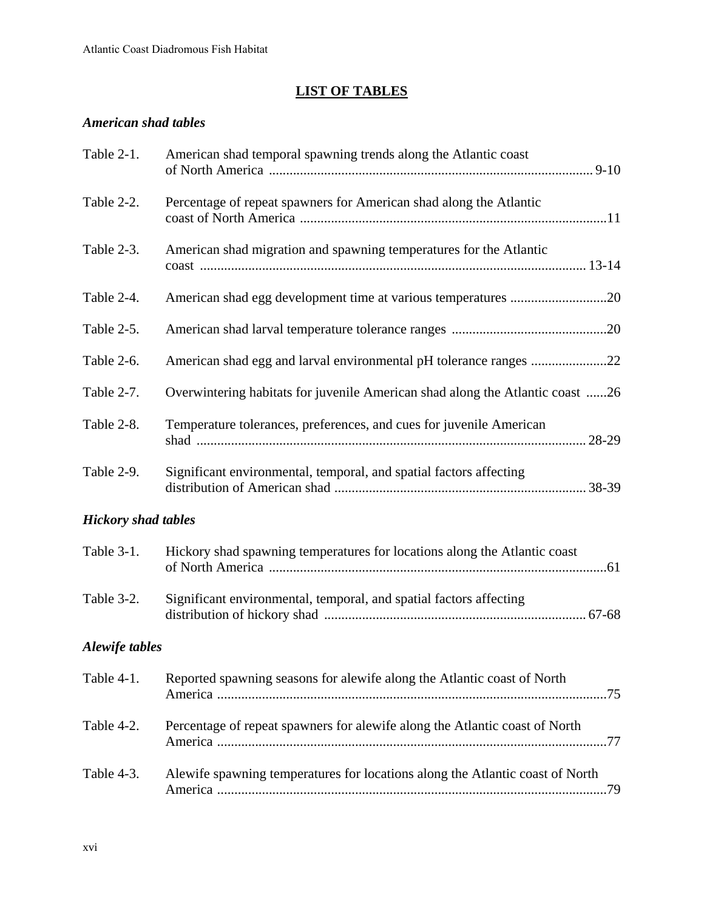## LIST OF TABLES

### *American shad tables*

Table 2-1. American shad temporal spawning trends along the Atlantic coast of North America ........................................................ 9-10

Table 2-2. Percentage of repeat spawners for American shad along the Atlantic coast of North America ........................................................ 11

Table 2-3. American shad migration and spawning temperatures for the Atlantic coast ........................................................ 13-14

Table 2-4. American shad egg development time at various temperatures ........................................................ 20

Table 2-5. American shad larval temperature tolerance ranges ........................................................ 20

Table 2-6. American shad egg and larval environmental pH tolerance ranges ........................................................ 22

Table 2-7. Overwintering habitats for juvenile American shad along the Atlantic coast ...... 26

Table 2-8. Temperature tolerances, preferences, and cues for juvenile American shad ........................................................ 28-29

Table 2-9. Significant environmental, temporal, and spatial factors affecting distribution of American shad ........................................................ 38-39

### *Hickory shad tables*

Table 3-1. Hickory shad spawning temperatures for locations along the Atlantic coast of North America ........................................................ 61

Table 3-2. Significant environmental, temporal, and spatial factors affecting distribution of hickory shad ........................................................ 67-68

### *Alewife tables*

Table 4-1. Reported spawning seasons for alewife along the Atlantic coast of North America ........................................................ 75

Table 4-2. Percentage of repeat spawners for alewife along the Atlantic coast of North America ........................................................ 77

Table 4-3. Alewife spawning temperatures for locations along the Atlantic coast of North America ........................................................ 79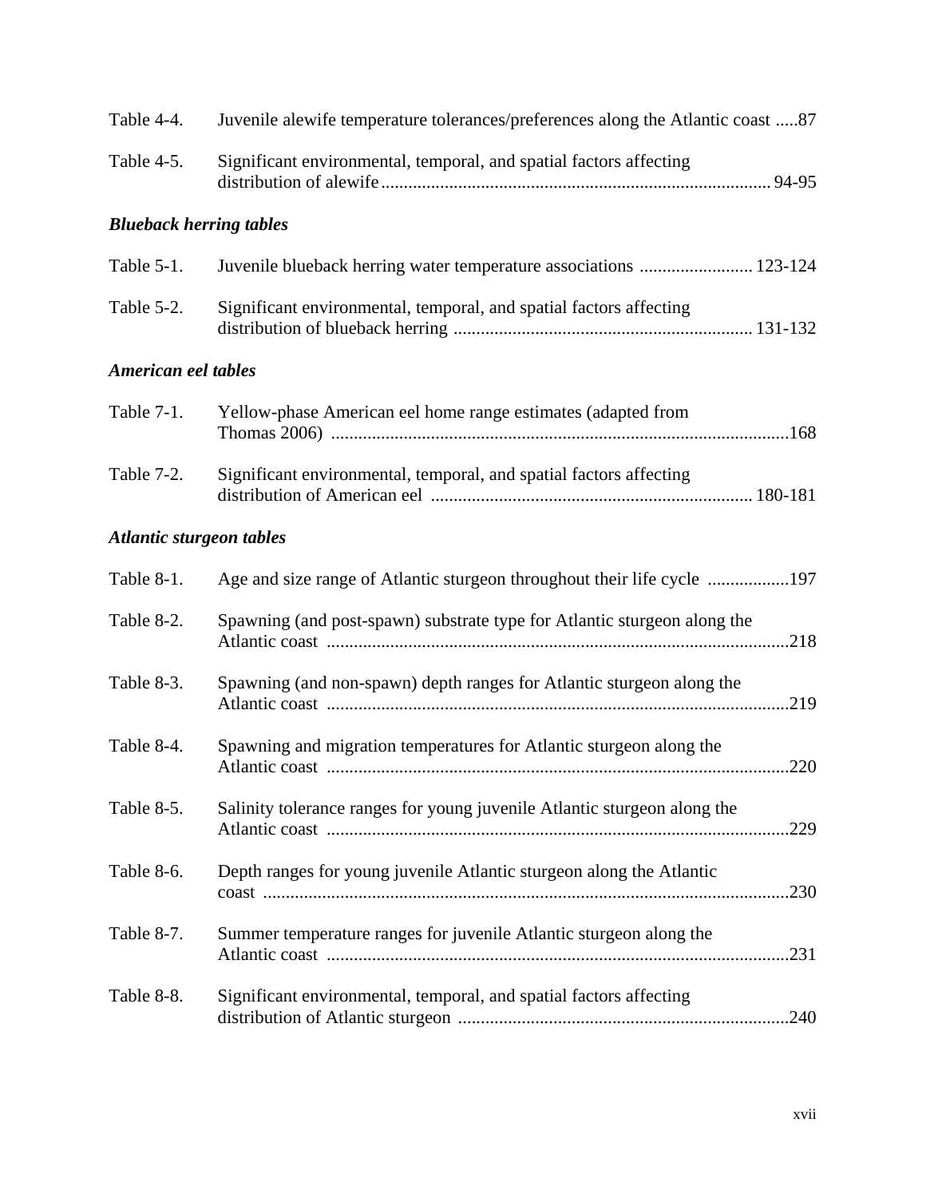Table 4-4. Juvenile alewife temperature tolerances/preferences along the Atlantic coast .....87

Table 4-5. Significant environmental, temporal, and spatial factors affecting distribution of alewife..................................................................................... 94-95

### *Blueback herring tables*

Table 5-1. Juvenile blueback herring water temperature associations ......................... 123-124

Table 5-2. Significant environmental, temporal, and spatial factors affecting distribution of blueback herring ................................................................. 131-132

### *American eel tables*

Table 7-1. Yellow-phase American eel home range estimates (adapted from Thomas 2006) ....................................................................................................168

Table 7-2. Significant environmental, temporal, and spatial factors affecting distribution of American eel ...................................................................... 180-181

### *Atlantic sturgeon tables*

Table 8-1. Age and size range of Atlantic sturgeon throughout their life cycle ..................197

Table 8-2. Spawning (and post-spawn) substrate type for Atlantic sturgeon along the Atlantic coast .....................................................................................................218

Table 8-3. Spawning (and non-spawn) depth ranges for Atlantic sturgeon along the Atlantic coast .....................................................................................................219

Table 8-4. Spawning and migration temperatures for Atlantic sturgeon along the Atlantic coast .....................................................................................................220

Table 8-5. Salinity tolerance ranges for young juvenile Atlantic sturgeon along the Atlantic coast .....................................................................................................229

Table 8-6. Depth ranges for young juvenile Atlantic sturgeon along the Atlantic coast ...................................................................................................................230

Table 8-7. Summer temperature ranges for juvenile Atlantic sturgeon along the Atlantic coast .....................................................................................................231

Table 8-8. Significant environmental, temporal, and spatial factors affecting distribution of Atlantic sturgeon .........................................................................240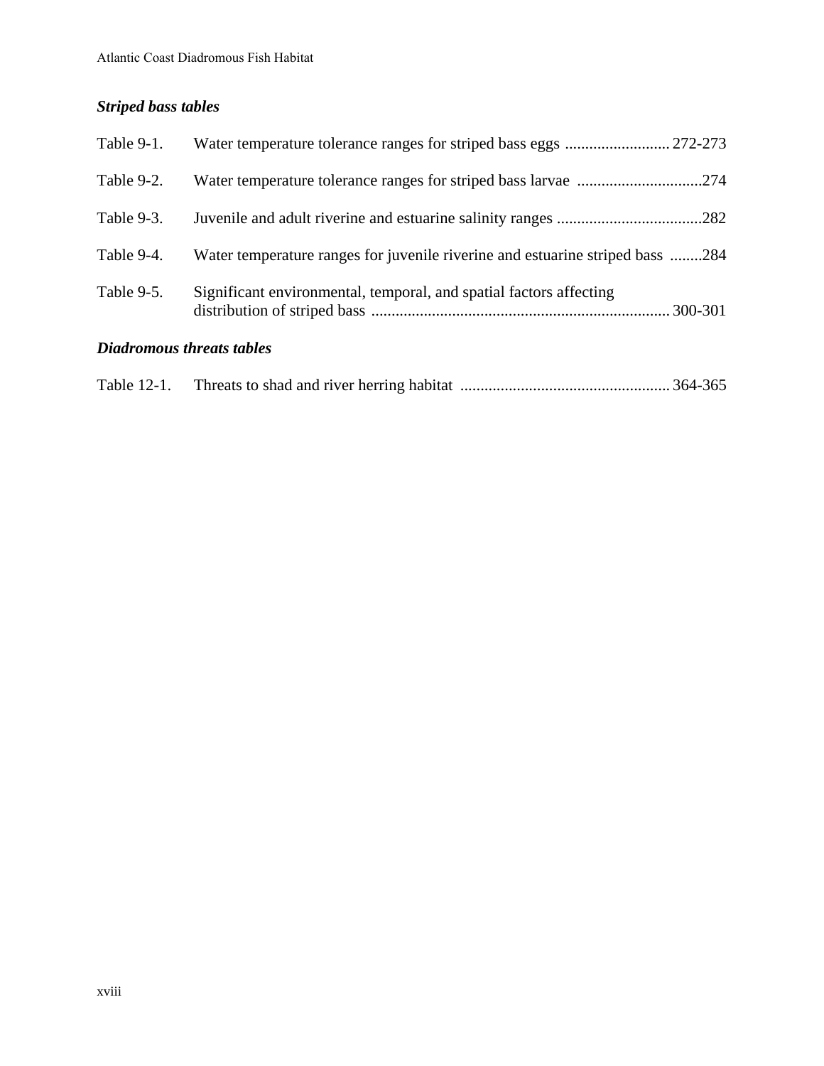***Striped bass tables***

Table 9-1. Water temperature tolerance ranges for striped bass eggs .......................... 272-273

Table 9-2. Water temperature tolerance ranges for striped bass larvae ..............................274

Table 9-3. Juvenile and adult riverine and estuarine salinity ranges ....................................282

Table 9-4. Water temperature ranges for juvenile riverine and estuarine striped bass ........284

Table 9-5. Significant environmental, temporal, and spatial factors affecting distribution of striped bass ......................................................................... 300-301

***Diadromous threats tables***

Table 12-1. Threats to shad and river herring habitat ................................................... 364-365